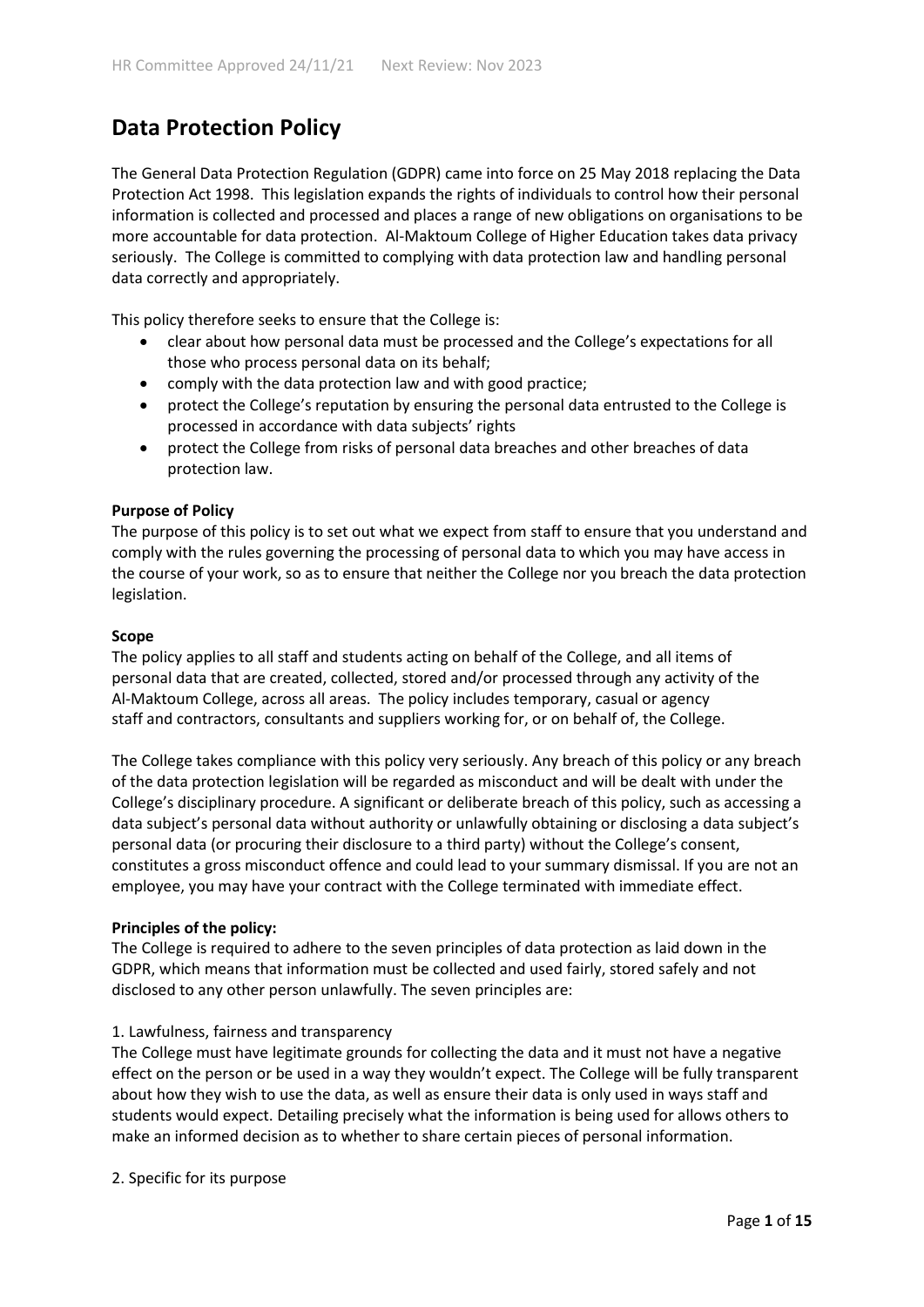# Data Protection Policy

The General Data Protection Regulation (GDPR) came into force on 25 May 2018 replacing the Data Protection Act 1998. This legislation expands the rights of individuals to control how their personal information is collected and processed and places a range of new obligations on organisations to be more accountable for data protection. Al-Maktoum College of Higher Education takes data privacy seriously. The College is committed to complying with data protection law and handling personal data correctly and appropriately.

This policy therefore seeks to ensure that the College is:

- clear about how personal data must be processed and the College's expectations for all those who process personal data on its behalf;
- comply with the data protection law and with good practice;
- protect the College's reputation by ensuring the personal data entrusted to the College is processed in accordance with data subjects' rights
- protect the College from risks of personal data breaches and other breaches of data protection law.

**Purpose of Policy**

The purpose of this policy is to set out what we expect from staff to ensure that you understand and comply with the rules governing the processing of personal data to which you may have access in the course of your work, so as to ensure that neither the College nor you breach the data protection legislation.

**Scope**

The policy applies to all staff and students acting on behalf of the College, and all items of personal data that are created, collected, stored and/or processed through any activity of the Al-Maktoum College, across all areas. The policy includes temporary, casual or agency staff and contractors, consultants and suppliers working for, or on behalf of, the College.

The College takes compliance with this policy very seriously. Any breach of this policy or any breach of the data protection legislation will be regarded as misconduct and will be dealt with under the College's disciplinary procedure. A significant or deliberate breach of this policy, such as accessing a data subject's personal data without authority or unlawfully obtaining or disclosing a data subject's personal data (or procuring their disclosure to a third party) without the College's consent, constitutes a gross misconduct offence and could lead to your summary dismissal. If you are not an employee, you may have your contract with the College terminated with immediate effect.

**Principles of the policy:**

The College is required to adhere to the seven principles of data protection as laid down in the GDPR, which means that information must be collected and used fairly, stored safely and not disclosed to any other person unlawfully. The seven principles are:

1. Lawfulness, fairness and transparency

The College must have legitimate grounds for collecting the data and it must not have a negative effect on the person or be used in a way they wouldn't expect. The College will be fully transparent about how they wish to use the data, as well as ensure their data is only used in ways staff and students would expect. Detailing precisely what the information is being used for allows others to make an informed decision as to whether to share certain pieces of personal information.

2. Specific for its purpose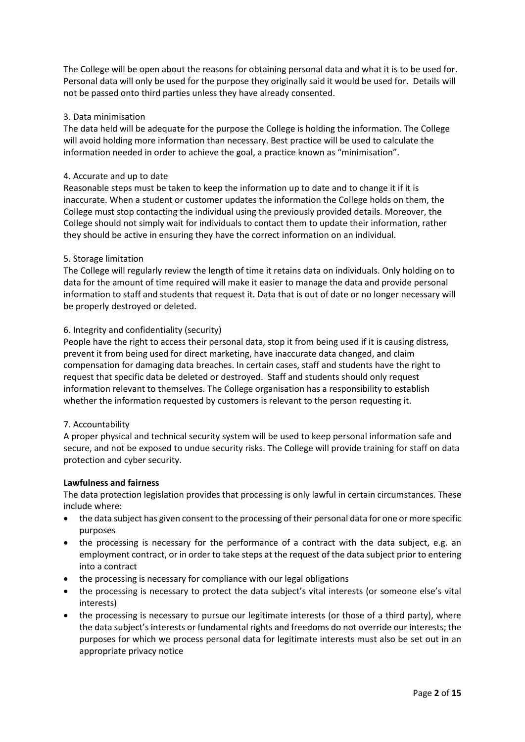The College will be open about the reasons for obtaining personal data and what it is to be used for. Personal data will only be used for the purpose they originally said it would be used for. Details will not be passed onto third parties unless they have already consented.

3. Data minimisation

The data held will be adequate for the purpose the College is holding the information. The College will avoid holding more information than necessary. Best practice will be used to calculate the information needed in order to achieve the goal, a practice known as "minimisation".

4. Accurate and up to date

Reasonable steps must be taken to keep the information up to date and to change it if it is inaccurate. When a student or customer updates the information the College holds on them, the College must stop contacting the individual using the previously provided details. Moreover, the College should not simply wait for individuals to contact them to update their information, rather they should be active in ensuring they have the correct information on an individual.

5. Storage limitation

The College will regularly review the length of time it retains data on individuals. Only holding on to data for the amount of time required will make it easier to manage the data and provide personal information to staff and students that request it. Data that is out of date or no longer necessary will be properly destroyed or deleted.

6. Integrity and confidentiality (security)

People have the right to access their personal data, stop it from being used if it is causing distress, prevent it from being used for direct marketing, have inaccurate data changed, and claim compensation for damaging data breaches. In certain cases, staff and students have the right to request that specific data be deleted or destroyed. Staff and students should only request information relevant to themselves. The College organisation has a responsibility to establish whether the information requested by customers is relevant to the person requesting it.

7. Accountability

A proper physical and technical security system will be used to keep personal information safe and secure, and not be exposed to undue security risks. The College will provide training for staff on data protection and cyber security.

**Lawfulness and fairness**

The data protection legislation provides that processing is only lawful in certain circumstances. These include where:

- the data subject has given consent to the processing of their personal data for one or more specific purposes
- the processing is necessary for the performance of a contract with the data subject, e.g. an employment contract, or in order to take steps at the request of the data subject prior to entering into a contract
- the processing is necessary for compliance with our legal obligations
- the processing is necessary to protect the data subject's vital interests (or someone else's vital interests)
- the processing is necessary to pursue our legitimate interests (or those of a third party), where the data subject's interests or fundamental rights and freedoms do not override our interests; the purposes for which we process personal data for legitimate interests must also be set out in an appropriate privacy notice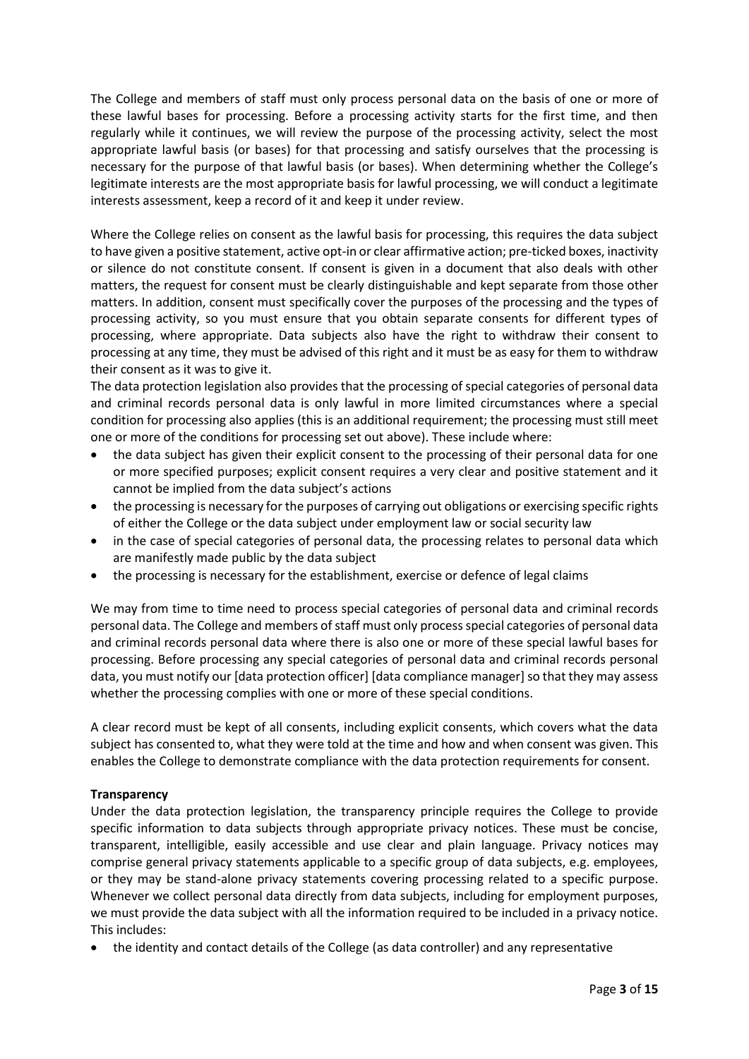The College and members of staff must only process personal data on the basis of one or more of these lawful bases for processing. Before a processing activity starts for the first time, and then regularly while it continues, we will review the purpose of the processing activity, select the most appropriate lawful basis (or bases) for that processing and satisfy ourselves that the processing is necessary for the purpose of that lawful basis (or bases). When determining whether the College's legitimate interests are the most appropriate basis for lawful processing, we will conduct a legitimate interests assessment, keep a record of it and keep it under review.

Where the College relies on consent as the lawful basis for processing, this requires the data subject to have given a positive statement, active opt-in or clear affirmative action; pre-ticked boxes, inactivity or silence do not constitute consent. If consent is given in a document that also deals with other matters, the request for consent must be clearly distinguishable and kept separate from those other matters. In addition, consent must specifically cover the purposes of the processing and the types of processing activity, so you must ensure that you obtain separate consents for different types of processing, where appropriate. Data subjects also have the right to withdraw their consent to processing at any time, they must be advised of this right and it must be as easy for them to withdraw their consent as it was to give it.

The data protection legislation also provides that the processing of special categories of personal data and criminal records personal data is only lawful in more limited circumstances where a special condition for processing also applies (this is an additional requirement; the processing must still meet one or more of the conditions for processing set out above). These include where:

- the data subject has given their explicit consent to the processing of their personal data for one or more specified purposes; explicit consent requires a very clear and positive statement and it cannot be implied from the data subject's actions
- the processing is necessary for the purposes of carrying out obligations or exercising specific rights of either the College or the data subject under employment law or social security law
- in the case of special categories of personal data, the processing relates to personal data which are manifestly made public by the data subject
- the processing is necessary for the establishment, exercise or defence of legal claims

We may from time to time need to process special categories of personal data and criminal records personal data. The College and members of staff must only process special categories of personal data and criminal records personal data where there is also one or more of these special lawful bases for processing. Before processing any special categories of personal data and criminal records personal data, you must notify our [data protection officer] [data compliance manager] so that they may assess whether the processing complies with one or more of these special conditions.

A clear record must be kept of all consents, including explicit consents, which covers what the data subject has consented to, what they were told at the time and how and when consent was given. This enables the College to demonstrate compliance with the data protection requirements for consent.

**Transparency**

Under the data protection legislation, the transparency principle requires the College to provide specific information to data subjects through appropriate privacy notices. These must be concise, transparent, intelligible, easily accessible and use clear and plain language. Privacy notices may comprise general privacy statements applicable to a specific group of data subjects, e.g. employees, or they may be stand-alone privacy statements covering processing related to a specific purpose. Whenever we collect personal data directly from data subjects, including for employment purposes, we must provide the data subject with all the information required to be included in a privacy notice. This includes:

- the identity and contact details of the College (as data controller) and any representative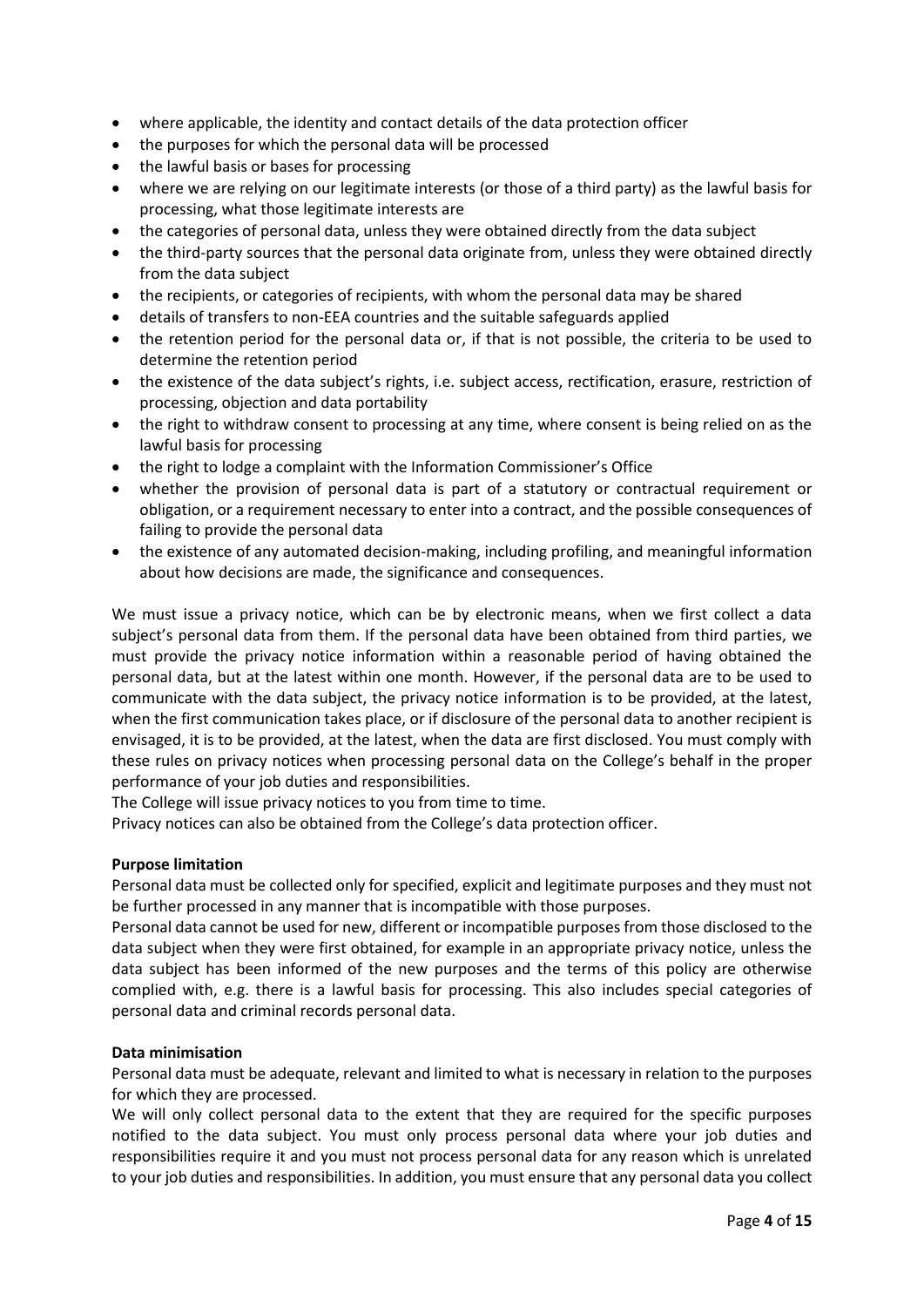- where applicable, the identity and contact details of the data protection officer
- the purposes for which the personal data will be processed
- the lawful basis or bases for processing
- where we are relying on our legitimate interests (or those of a third party) as the lawful basis for processing, what those legitimate interests are
- the categories of personal data, unless they were obtained directly from the data subject
- the third-party sources that the personal data originate from, unless they were obtained directly from the data subject
- the recipients, or categories of recipients, with whom the personal data may be shared
- details of transfers to non-EEA countries and the suitable safeguards applied
- the retention period for the personal data or, if that is not possible, the criteria to be used to determine the retention period
- the existence of the data subject's rights, i.e. subject access, rectification, erasure, restriction of processing, objection and data portability
- the right to withdraw consent to processing at any time, where consent is being relied on as the lawful basis for processing
- the right to lodge a complaint with the Information Commissioner's Office
- whether the provision of personal data is part of a statutory or contractual requirement or obligation, or a requirement necessary to enter into a contract, and the possible consequences of failing to provide the personal data
- the existence of any automated decision-making, including profiling, and meaningful information about how decisions are made, the significance and consequences.

We must issue a privacy notice, which can be by electronic means, when we first collect a data subject's personal data from them. If the personal data have been obtained from third parties, we must provide the privacy notice information within a reasonable period of having obtained the personal data, but at the latest within one month. However, if the personal data are to be used to communicate with the data subject, the privacy notice information is to be provided, at the latest, when the first communication takes place, or if disclosure of the personal data to another recipient is envisaged, it is to be provided, at the latest, when the data are first disclosed. You must comply with these rules on privacy notices when processing personal data on the College's behalf in the proper performance of your job duties and responsibilities.

The College will issue privacy notices to you from time to time.

Privacy notices can also be obtained from the College's data protection officer.

**Purpose limitation**

Personal data must be collected only for specified, explicit and legitimate purposes and they must not be further processed in any manner that is incompatible with those purposes.

Personal data cannot be used for new, different or incompatible purposes from those disclosed to the data subject when they were first obtained, for example in an appropriate privacy notice, unless the data subject has been informed of the new purposes and the terms of this policy are otherwise complied with, e.g. there is a lawful basis for processing. This also includes special categories of personal data and criminal records personal data.

**Data minimisation**

Personal data must be adequate, relevant and limited to what is necessary in relation to the purposes for which they are processed.

We will only collect personal data to the extent that they are required for the specific purposes notified to the data subject. You must only process personal data where your job duties and responsibilities require it and you must not process personal data for any reason which is unrelated to your job duties and responsibilities. In addition, you must ensure that any personal data you collect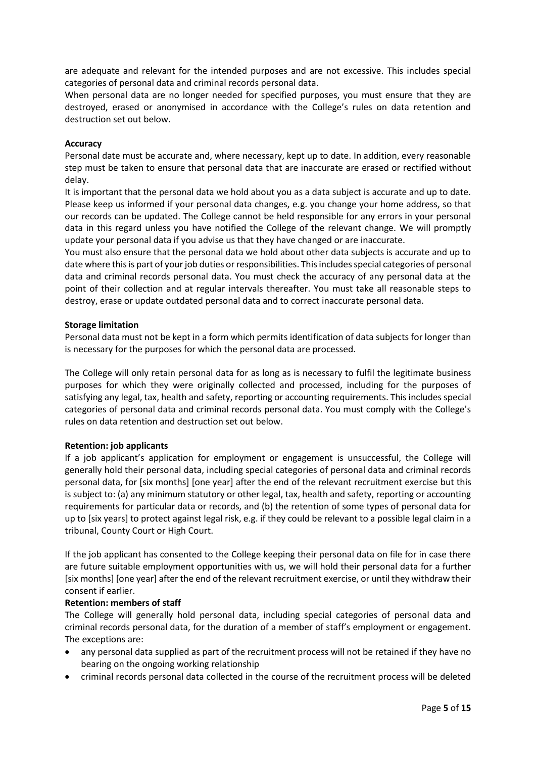are adequate and relevant for the intended purposes and are not excessive. This includes special categories of personal data and criminal records personal data.

When personal data are no longer needed for specified purposes, you must ensure that they are destroyed, erased or anonymised in accordance with the College's rules on data retention and destruction set out below.

**Accuracy**

Personal date must be accurate and, where necessary, kept up to date. In addition, every reasonable step must be taken to ensure that personal data that are inaccurate are erased or rectified without delay.

It is important that the personal data we hold about you as a data subject is accurate and up to date. Please keep us informed if your personal data changes, e.g. you change your home address, so that our records can be updated. The College cannot be held responsible for any errors in your personal data in this regard unless you have notified the College of the relevant change. We will promptly update your personal data if you advise us that they have changed or are inaccurate.

You must also ensure that the personal data we hold about other data subjects is accurate and up to date where this is part of your job duties or responsibilities. This includes special categories of personal data and criminal records personal data. You must check the accuracy of any personal data at the point of their collection and at regular intervals thereafter. You must take all reasonable steps to destroy, erase or update outdated personal data and to correct inaccurate personal data.

**Storage limitation**

Personal data must not be kept in a form which permits identification of data subjects for longer than is necessary for the purposes for which the personal data are processed.

The College will only retain personal data for as long as is necessary to fulfil the legitimate business purposes for which they were originally collected and processed, including for the purposes of satisfying any legal, tax, health and safety, reporting or accounting requirements. This includes special categories of personal data and criminal records personal data. You must comply with the College's rules on data retention and destruction set out below.

**Retention: job applicants**

If a job applicant's application for employment or engagement is unsuccessful, the College will generally hold their personal data, including special categories of personal data and criminal records personal data, for [six months] [one year] after the end of the relevant recruitment exercise but this is subject to: (a) any minimum statutory or other legal, tax, health and safety, reporting or accounting requirements for particular data or records, and (b) the retention of some types of personal data for up to [six years] to protect against legal risk, e.g. if they could be relevant to a possible legal claim in a tribunal, County Court or High Court.

If the job applicant has consented to the College keeping their personal data on file for in case there are future suitable employment opportunities with us, we will hold their personal data for a further [six months] [one year] after the end of the relevant recruitment exercise, or until they withdraw their consent if earlier.

**Retention: members of staff**

The College will generally hold personal data, including special categories of personal data and criminal records personal data, for the duration of a member of staff's employment or engagement. The exceptions are:

- any personal data supplied as part of the recruitment process will not be retained if they have no bearing on the ongoing working relationship
- criminal records personal data collected in the course of the recruitment process will be deleted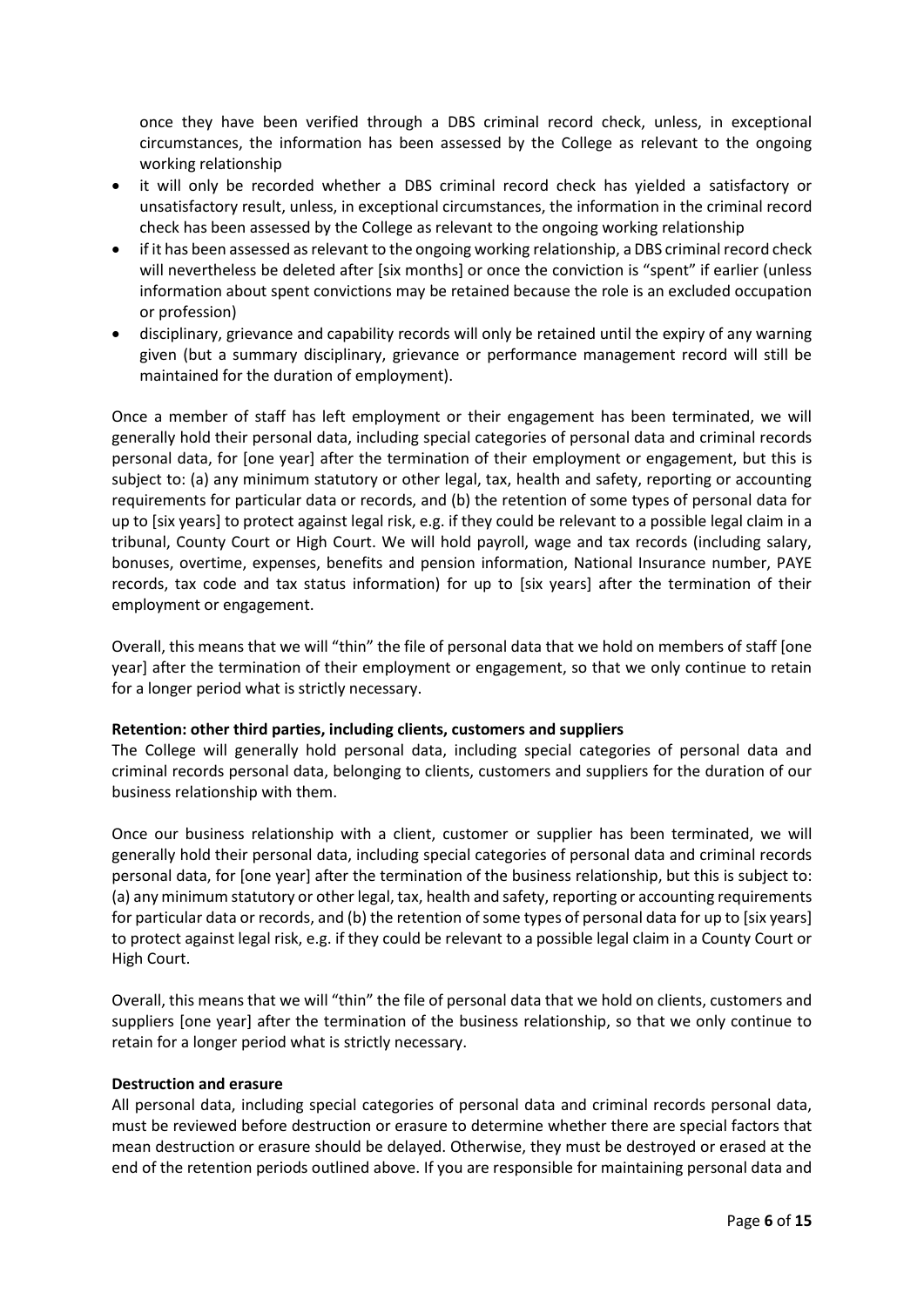once they have been verified through a DBS criminal record check, unless, in exceptional circumstances, the information has been assessed by the College as relevant to the ongoing working relationship

- it will only be recorded whether a DBS criminal record check has yielded a satisfactory or unsatisfactory result, unless, in exceptional circumstances, the information in the criminal record check has been assessed by the College as relevant to the ongoing working relationship
- if it has been assessed as relevant to the ongoing working relationship, a DBS criminal record check will nevertheless be deleted after [six months] or once the conviction is "spent" if earlier (unless information about spent convictions may be retained because the role is an excluded occupation or profession)
- disciplinary, grievance and capability records will only be retained until the expiry of any warning given (but a summary disciplinary, grievance or performance management record will still be maintained for the duration of employment).

Once a member of staff has left employment or their engagement has been terminated, we will generally hold their personal data, including special categories of personal data and criminal records personal data, for [one year] after the termination of their employment or engagement, but this is subject to: (a) any minimum statutory or other legal, tax, health and safety, reporting or accounting requirements for particular data or records, and (b) the retention of some types of personal data for up to [six years] to protect against legal risk, e.g. if they could be relevant to a possible legal claim in a tribunal, County Court or High Court. We will hold payroll, wage and tax records (including salary, bonuses, overtime, expenses, benefits and pension information, National Insurance number, PAYE records, tax code and tax status information) for up to [six years] after the termination of their employment or engagement.

Overall, this means that we will "thin" the file of personal data that we hold on members of staff [one year] after the termination of their employment or engagement, so that we only continue to retain for a longer period what is strictly necessary.

**Retention: other third parties, including clients, customers and suppliers**

The College will generally hold personal data, including special categories of personal data and criminal records personal data, belonging to clients, customers and suppliers for the duration of our business relationship with them.

Once our business relationship with a client, customer or supplier has been terminated, we will generally hold their personal data, including special categories of personal data and criminal records personal data, for [one year] after the termination of the business relationship, but this is subject to: (a) any minimum statutory or other legal, tax, health and safety, reporting or accounting requirements for particular data or records, and (b) the retention of some types of personal data for up to [six years] to protect against legal risk, e.g. if they could be relevant to a possible legal claim in a County Court or High Court.

Overall, this means that we will "thin" the file of personal data that we hold on clients, customers and suppliers [one year] after the termination of the business relationship, so that we only continue to retain for a longer period what is strictly necessary.

**Destruction and erasure**

All personal data, including special categories of personal data and criminal records personal data, must be reviewed before destruction or erasure to determine whether there are special factors that mean destruction or erasure should be delayed. Otherwise, they must be destroyed or erased at the end of the retention periods outlined above. If you are responsible for maintaining personal data and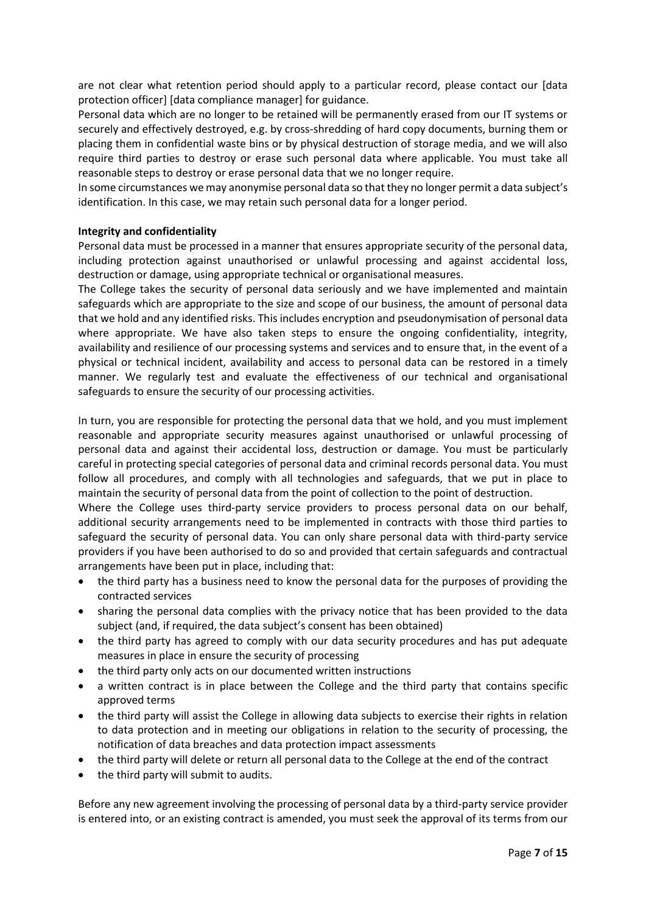are not clear what retention period should apply to a particular record, please contact our [data protection officer] [data compliance manager] for guidance.

Personal data which are no longer to be retained will be permanently erased from our IT systems or securely and effectively destroyed, e.g. by cross-shredding of hard copy documents, burning them or placing them in confidential waste bins or by physical destruction of storage media, and we will also require third parties to destroy or erase such personal data where applicable. You must take all reasonable steps to destroy or erase personal data that we no longer require.

In some circumstances we may anonymise personal data so that they no longer permit a data subject's identification. In this case, we may retain such personal data for a longer period.

**Integrity and confidentiality**

Personal data must be processed in a manner that ensures appropriate security of the personal data, including protection against unauthorised or unlawful processing and against accidental loss, destruction or damage, using appropriate technical or organisational measures.

The College takes the security of personal data seriously and we have implemented and maintain safeguards which are appropriate to the size and scope of our business, the amount of personal data that we hold and any identified risks. This includes encryption and pseudonymisation of personal data where appropriate. We have also taken steps to ensure the ongoing confidentiality, integrity, availability and resilience of our processing systems and services and to ensure that, in the event of a physical or technical incident, availability and access to personal data can be restored in a timely manner. We regularly test and evaluate the effectiveness of our technical and organisational safeguards to ensure the security of our processing activities.

In turn, you are responsible for protecting the personal data that we hold, and you must implement reasonable and appropriate security measures against unauthorised or unlawful processing of personal data and against their accidental loss, destruction or damage. You must be particularly careful in protecting special categories of personal data and criminal records personal data. You must follow all procedures, and comply with all technologies and safeguards, that we put in place to maintain the security of personal data from the point of collection to the point of destruction.

Where the College uses third-party service providers to process personal data on our behalf, additional security arrangements need to be implemented in contracts with those third parties to safeguard the security of personal data. You can only share personal data with third-party service providers if you have been authorised to do so and provided that certain safeguards and contractual arrangements have been put in place, including that:

- the third party has a business need to know the personal data for the purposes of providing the contracted services
- sharing the personal data complies with the privacy notice that has been provided to the data subject (and, if required, the data subject's consent has been obtained)
- the third party has agreed to comply with our data security procedures and has put adequate measures in place in ensure the security of processing
- the third party only acts on our documented written instructions
- a written contract is in place between the College and the third party that contains specific approved terms
- the third party will assist the College in allowing data subjects to exercise their rights in relation to data protection and in meeting our obligations in relation to the security of processing, the notification of data breaches and data protection impact assessments
- the third party will delete or return all personal data to the College at the end of the contract
- the third party will submit to audits.

Before any new agreement involving the processing of personal data by a third-party service provider is entered into, or an existing contract is amended, you must seek the approval of its terms from our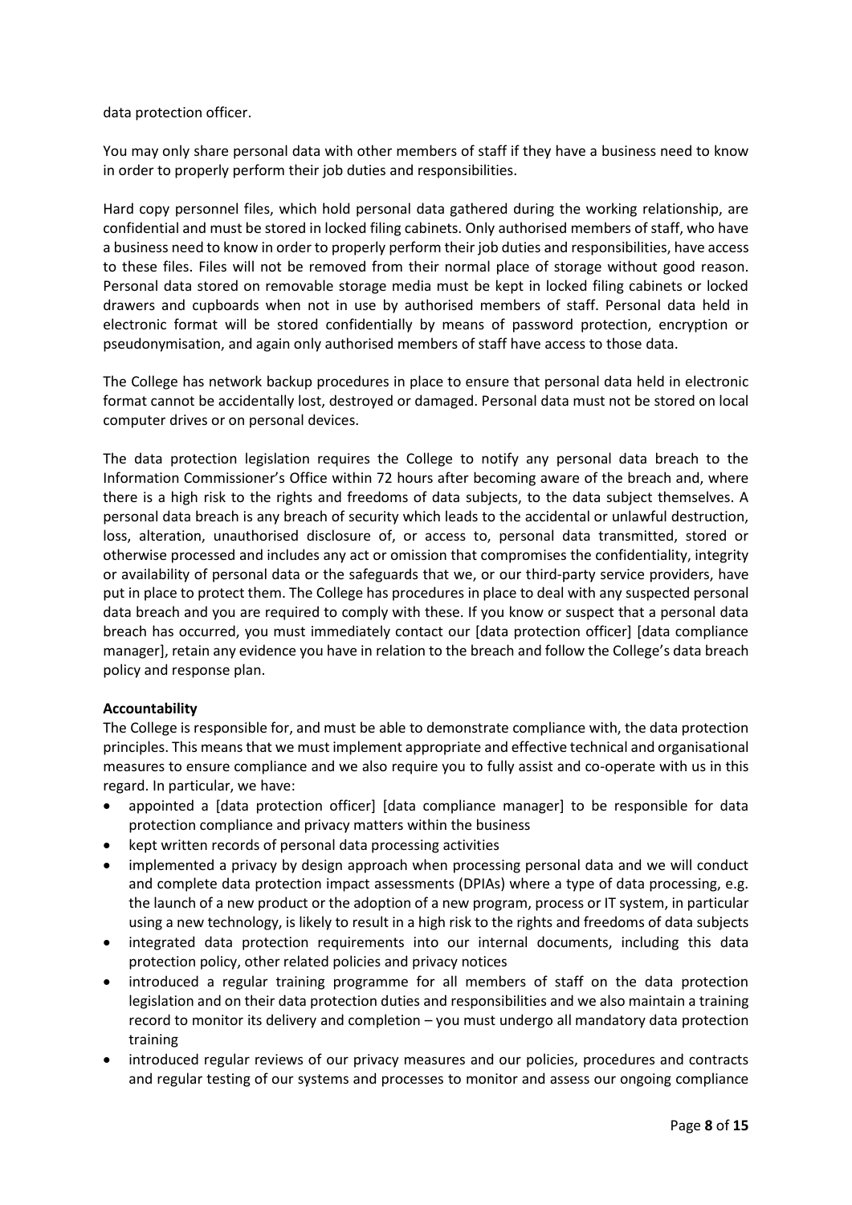data protection officer.

You may only share personal data with other members of staff if they have a business need to know in order to properly perform their job duties and responsibilities.

Hard copy personnel files, which hold personal data gathered during the working relationship, are confidential and must be stored in locked filing cabinets. Only authorised members of staff, who have a business need to know in order to properly perform their job duties and responsibilities, have access to these files. Files will not be removed from their normal place of storage without good reason. Personal data stored on removable storage media must be kept in locked filing cabinets or locked drawers and cupboards when not in use by authorised members of staff. Personal data held in electronic format will be stored confidentially by means of password protection, encryption or pseudonymisation, and again only authorised members of staff have access to those data.

The College has network backup procedures in place to ensure that personal data held in electronic format cannot be accidentally lost, destroyed or damaged. Personal data must not be stored on local computer drives or on personal devices.

The data protection legislation requires the College to notify any personal data breach to the Information Commissioner's Office within 72 hours after becoming aware of the breach and, where there is a high risk to the rights and freedoms of data subjects, to the data subject themselves. A personal data breach is any breach of security which leads to the accidental or unlawful destruction, loss, alteration, unauthorised disclosure of, or access to, personal data transmitted, stored or otherwise processed and includes any act or omission that compromises the confidentiality, integrity or availability of personal data or the safeguards that we, or our third-party service providers, have put in place to protect them. The College has procedures in place to deal with any suspected personal data breach and you are required to comply with these. If you know or suspect that a personal data breach has occurred, you must immediately contact our [data protection officer] [data compliance manager], retain any evidence you have in relation to the breach and follow the College's data breach policy and response plan.

**Accountability**

The College is responsible for, and must be able to demonstrate compliance with, the data protection principles. This means that we must implement appropriate and effective technical and organisational measures to ensure compliance and we also require you to fully assist and co-operate with us in this regard. In particular, we have:

- appointed a [data protection officer] [data compliance manager] to be responsible for data protection compliance and privacy matters within the business
- kept written records of personal data processing activities
- implemented a privacy by design approach when processing personal data and we will conduct and complete data protection impact assessments (DPIAs) where a type of data processing, e.g. the launch of a new product or the adoption of a new program, process or IT system, in particular using a new technology, is likely to result in a high risk to the rights and freedoms of data subjects
- integrated data protection requirements into our internal documents, including this data protection policy, other related policies and privacy notices
- introduced a regular training programme for all members of staff on the data protection legislation and on their data protection duties and responsibilities and we also maintain a training record to monitor its delivery and completion – you must undergo all mandatory data protection training
- introduced regular reviews of our privacy measures and our policies, procedures and contracts and regular testing of our systems and processes to monitor and assess our ongoing compliance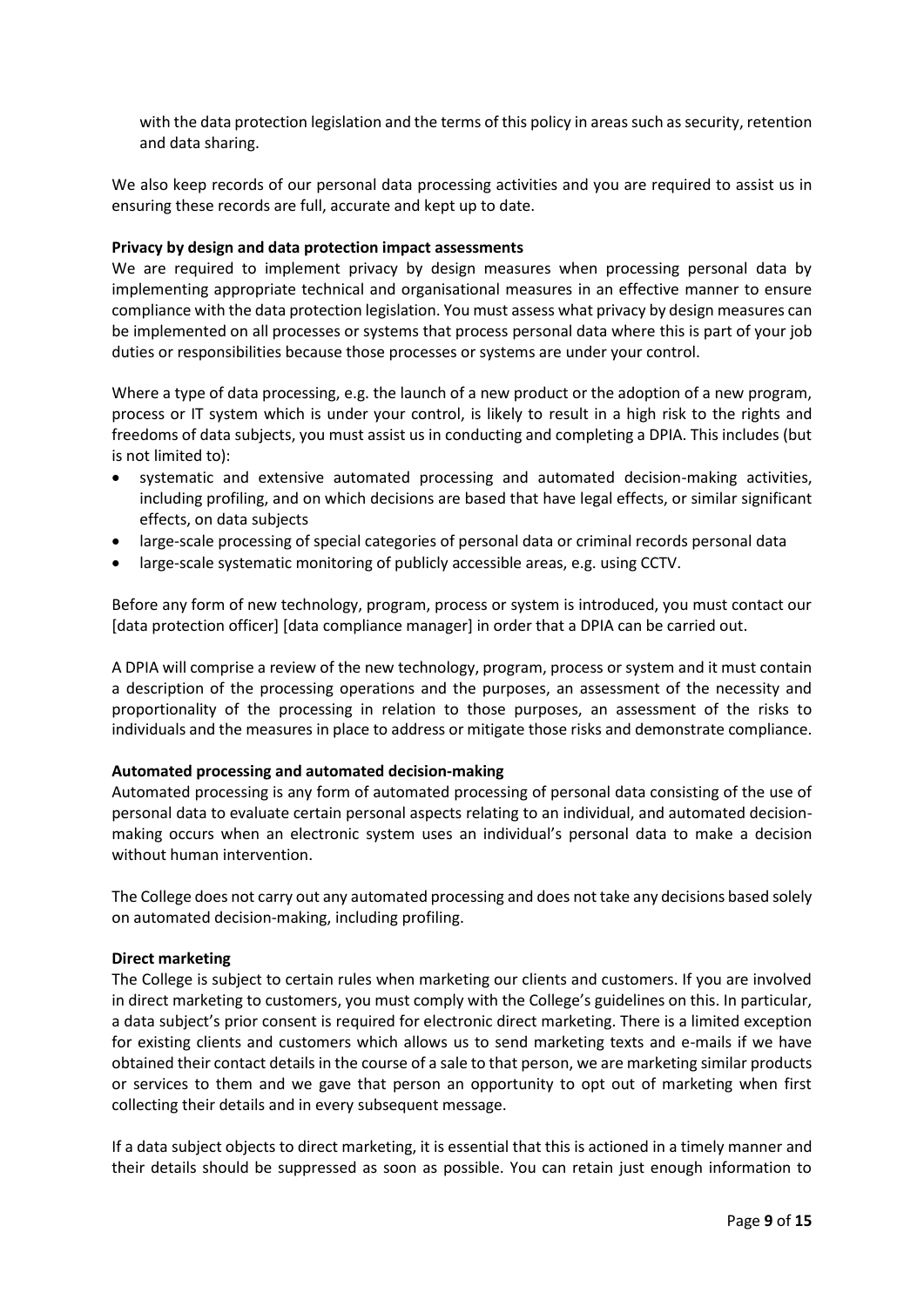with the data protection legislation and the terms of this policy in areas such as security, retention and data sharing.

We also keep records of our personal data processing activities and you are required to assist us in ensuring these records are full, accurate and kept up to date.

**Privacy by design and data protection impact assessments**

We are required to implement privacy by design measures when processing personal data by implementing appropriate technical and organisational measures in an effective manner to ensure compliance with the data protection legislation. You must assess what privacy by design measures can be implemented on all processes or systems that process personal data where this is part of your job duties or responsibilities because those processes or systems are under your control.

Where a type of data processing, e.g. the launch of a new product or the adoption of a new program, process or IT system which is under your control, is likely to result in a high risk to the rights and freedoms of data subjects, you must assist us in conducting and completing a DPIA. This includes (but is not limited to):

- systematic and extensive automated processing and automated decision-making activities, including profiling, and on which decisions are based that have legal effects, or similar significant effects, on data subjects
- large-scale processing of special categories of personal data or criminal records personal data
- large-scale systematic monitoring of publicly accessible areas, e.g. using CCTV.

Before any form of new technology, program, process or system is introduced, you must contact our [data protection officer] [data compliance manager] in order that a DPIA can be carried out.

A DPIA will comprise a review of the new technology, program, process or system and it must contain a description of the processing operations and the purposes, an assessment of the necessity and proportionality of the processing in relation to those purposes, an assessment of the risks to individuals and the measures in place to address or mitigate those risks and demonstrate compliance.

**Automated processing and automated decision-making**

Automated processing is any form of automated processing of personal data consisting of the use of personal data to evaluate certain personal aspects relating to an individual, and automated decision-making occurs when an electronic system uses an individual's personal data to make a decision without human intervention.

The College does not carry out any automated processing and does not take any decisions based solely on automated decision-making, including profiling.

**Direct marketing**

The College is subject to certain rules when marketing our clients and customers. If you are involved in direct marketing to customers, you must comply with the College's guidelines on this. In particular, a data subject's prior consent is required for electronic direct marketing. There is a limited exception for existing clients and customers which allows us to send marketing texts and e-mails if we have obtained their contact details in the course of a sale to that person, we are marketing similar products or services to them and we gave that person an opportunity to opt out of marketing when first collecting their details and in every subsequent message.

If a data subject objects to direct marketing, it is essential that this is actioned in a timely manner and their details should be suppressed as soon as possible. You can retain just enough information to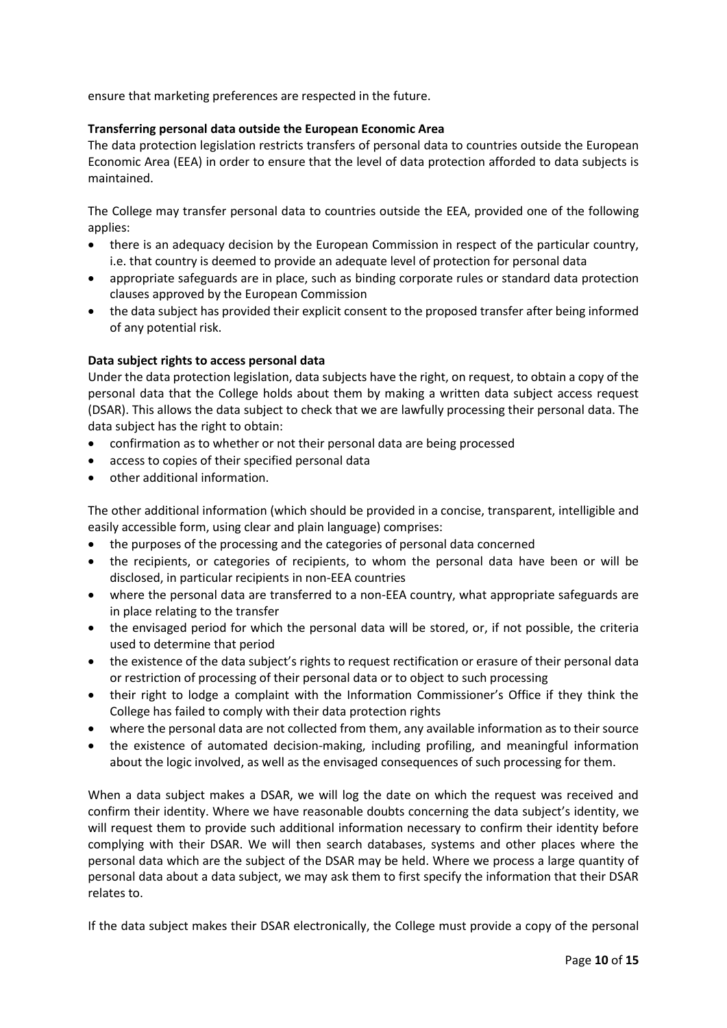ensure that marketing preferences are respected in the future.

**Transferring personal data outside the European Economic Area**

The data protection legislation restricts transfers of personal data to countries outside the European Economic Area (EEA) in order to ensure that the level of data protection afforded to data subjects is maintained.

The College may transfer personal data to countries outside the EEA, provided one of the following applies:

- there is an adequacy decision by the European Commission in respect of the particular country, i.e. that country is deemed to provide an adequate level of protection for personal data
- appropriate safeguards are in place, such as binding corporate rules or standard data protection clauses approved by the European Commission
- the data subject has provided their explicit consent to the proposed transfer after being informed of any potential risk.

**Data subject rights to access personal data**

Under the data protection legislation, data subjects have the right, on request, to obtain a copy of the personal data that the College holds about them by making a written data subject access request (DSAR). This allows the data subject to check that we are lawfully processing their personal data. The data subject has the right to obtain:

- confirmation as to whether or not their personal data are being processed
- access to copies of their specified personal data
- other additional information.

The other additional information (which should be provided in a concise, transparent, intelligible and easily accessible form, using clear and plain language) comprises:

- the purposes of the processing and the categories of personal data concerned
- the recipients, or categories of recipients, to whom the personal data have been or will be disclosed, in particular recipients in non-EEA countries
- where the personal data are transferred to a non-EEA country, what appropriate safeguards are in place relating to the transfer
- the envisaged period for which the personal data will be stored, or, if not possible, the criteria used to determine that period
- the existence of the data subject's rights to request rectification or erasure of their personal data or restriction of processing of their personal data or to object to such processing
- their right to lodge a complaint with the Information Commissioner's Office if they think the College has failed to comply with their data protection rights
- where the personal data are not collected from them, any available information as to their source
- the existence of automated decision-making, including profiling, and meaningful information about the logic involved, as well as the envisaged consequences of such processing for them.

When a data subject makes a DSAR, we will log the date on which the request was received and confirm their identity. Where we have reasonable doubts concerning the data subject's identity, we will request them to provide such additional information necessary to confirm their identity before complying with their DSAR. We will then search databases, systems and other places where the personal data which are the subject of the DSAR may be held. Where we process a large quantity of personal data about a data subject, we may ask them to first specify the information that their DSAR relates to.

If the data subject makes their DSAR electronically, the College must provide a copy of the personal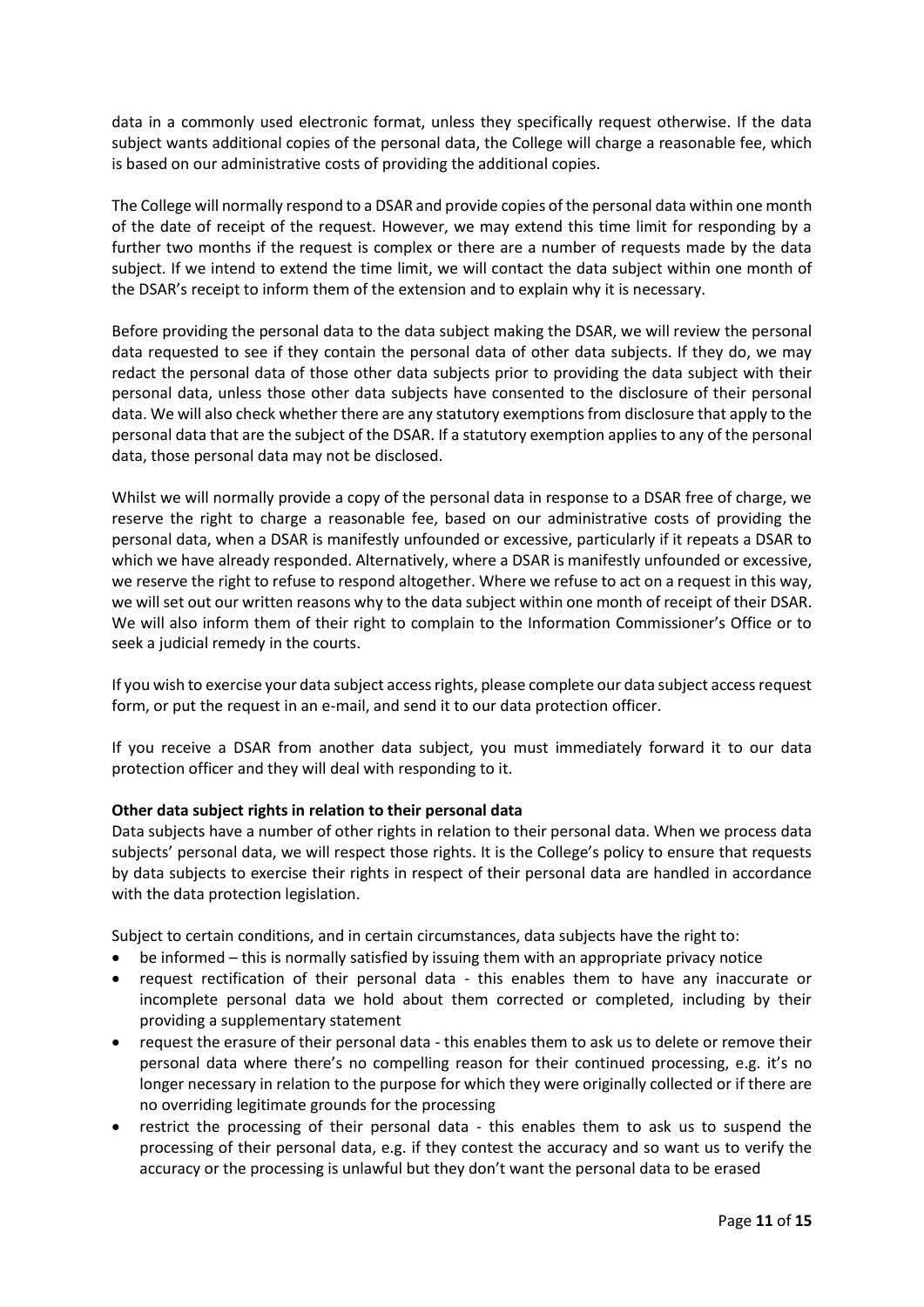data in a commonly used electronic format, unless they specifically request otherwise. If the data subject wants additional copies of the personal data, the College will charge a reasonable fee, which is based on our administrative costs of providing the additional copies.

The College will normally respond to a DSAR and provide copies of the personal data within one month of the date of receipt of the request. However, we may extend this time limit for responding by a further two months if the request is complex or there are a number of requests made by the data subject. If we intend to extend the time limit, we will contact the data subject within one month of the DSAR's receipt to inform them of the extension and to explain why it is necessary.

Before providing the personal data to the data subject making the DSAR, we will review the personal data requested to see if they contain the personal data of other data subjects. If they do, we may redact the personal data of those other data subjects prior to providing the data subject with their personal data, unless those other data subjects have consented to the disclosure of their personal data. We will also check whether there are any statutory exemptions from disclosure that apply to the personal data that are the subject of the DSAR. If a statutory exemption applies to any of the personal data, those personal data may not be disclosed.

Whilst we will normally provide a copy of the personal data in response to a DSAR free of charge, we reserve the right to charge a reasonable fee, based on our administrative costs of providing the personal data, when a DSAR is manifestly unfounded or excessive, particularly if it repeats a DSAR to which we have already responded. Alternatively, where a DSAR is manifestly unfounded or excessive, we reserve the right to refuse to respond altogether. Where we refuse to act on a request in this way, we will set out our written reasons why to the data subject within one month of receipt of their DSAR. We will also inform them of their right to complain to the Information Commissioner's Office or to seek a judicial remedy in the courts.

If you wish to exercise your data subject access rights, please complete our data subject access request form, or put the request in an e-mail, and send it to our data protection officer.

If you receive a DSAR from another data subject, you must immediately forward it to our data protection officer and they will deal with responding to it.

**Other data subject rights in relation to their personal data**

Data subjects have a number of other rights in relation to their personal data. When we process data subjects' personal data, we will respect those rights. It is the College's policy to ensure that requests by data subjects to exercise their rights in respect of their personal data are handled in accordance with the data protection legislation.

Subject to certain conditions, and in certain circumstances, data subjects have the right to:

- be informed – this is normally satisfied by issuing them with an appropriate privacy notice
- request rectification of their personal data - this enables them to have any inaccurate or incomplete personal data we hold about them corrected or completed, including by their providing a supplementary statement
- request the erasure of their personal data - this enables them to ask us to delete or remove their personal data where there's no compelling reason for their continued processing, e.g. it's no longer necessary in relation to the purpose for which they were originally collected or if there are no overriding legitimate grounds for the processing
- restrict the processing of their personal data - this enables them to ask us to suspend the processing of their personal data, e.g. if they contest the accuracy and so want us to verify the accuracy or the processing is unlawful but they don't want the personal data to be erased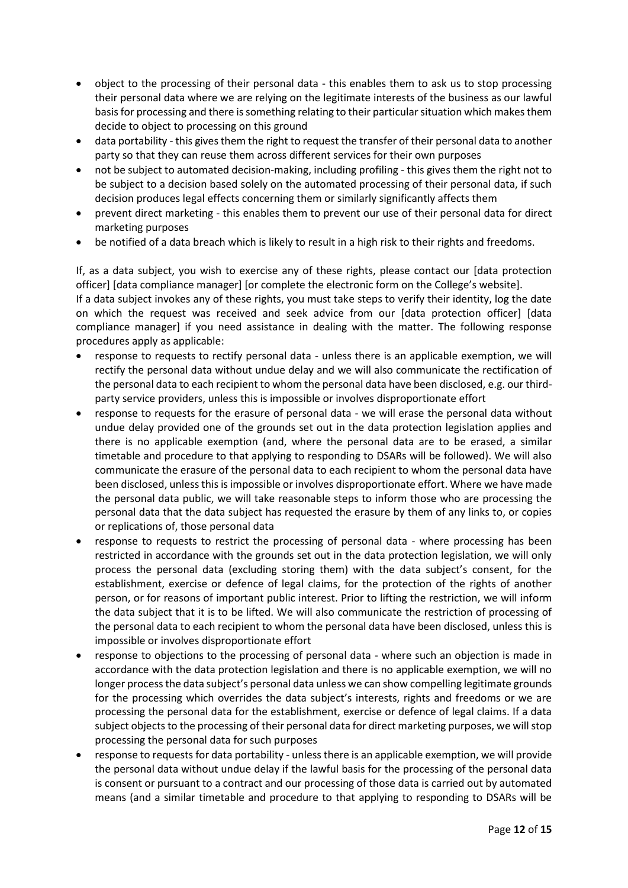- object to the processing of their personal data - this enables them to ask us to stop processing their personal data where we are relying on the legitimate interests of the business as our lawful basis for processing and there is something relating to their particular situation which makes them decide to object to processing on this ground
- data portability - this gives them the right to request the transfer of their personal data to another party so that they can reuse them across different services for their own purposes
- not be subject to automated decision-making, including profiling - this gives them the right not to be subject to a decision based solely on the automated processing of their personal data, if such decision produces legal effects concerning them or similarly significantly affects them
- prevent direct marketing - this enables them to prevent our use of their personal data for direct marketing purposes
- be notified of a data breach which is likely to result in a high risk to their rights and freedoms.

If, as a data subject, you wish to exercise any of these rights, please contact our [data protection officer] [data compliance manager] [or complete the electronic form on the College's website].

If a data subject invokes any of these rights, you must take steps to verify their identity, log the date on which the request was received and seek advice from our [data protection officer] [data compliance manager] if you need assistance in dealing with the matter. The following response procedures apply as applicable:

- response to requests to rectify personal data - unless there is an applicable exemption, we will rectify the personal data without undue delay and we will also communicate the rectification of the personal data to each recipient to whom the personal data have been disclosed, e.g. our third-party service providers, unless this is impossible or involves disproportionate effort
- response to requests for the erasure of personal data - we will erase the personal data without undue delay provided one of the grounds set out in the data protection legislation applies and there is no applicable exemption (and, where the personal data are to be erased, a similar timetable and procedure to that applying to responding to DSARs will be followed). We will also communicate the erasure of the personal data to each recipient to whom the personal data have been disclosed, unless this is impossible or involves disproportionate effort. Where we have made the personal data public, we will take reasonable steps to inform those who are processing the personal data that the data subject has requested the erasure by them of any links to, or copies or replications of, those personal data
- response to requests to restrict the processing of personal data - where processing has been restricted in accordance with the grounds set out in the data protection legislation, we will only process the personal data (excluding storing them) with the data subject's consent, for the establishment, exercise or defence of legal claims, for the protection of the rights of another person, or for reasons of important public interest. Prior to lifting the restriction, we will inform the data subject that it is to be lifted. We will also communicate the restriction of processing of the personal data to each recipient to whom the personal data have been disclosed, unless this is impossible or involves disproportionate effort
- response to objections to the processing of personal data - where such an objection is made in accordance with the data protection legislation and there is no applicable exemption, we will no longer process the data subject's personal data unless we can show compelling legitimate grounds for the processing which overrides the data subject's interests, rights and freedoms or we are processing the personal data for the establishment, exercise or defence of legal claims. If a data subject objects to the processing of their personal data for direct marketing purposes, we will stop processing the personal data for such purposes
- response to requests for data portability - unless there is an applicable exemption, we will provide the personal data without undue delay if the lawful basis for the processing of the personal data is consent or pursuant to a contract and our processing of those data is carried out by automated means (and a similar timetable and procedure to that applying to responding to DSARs will be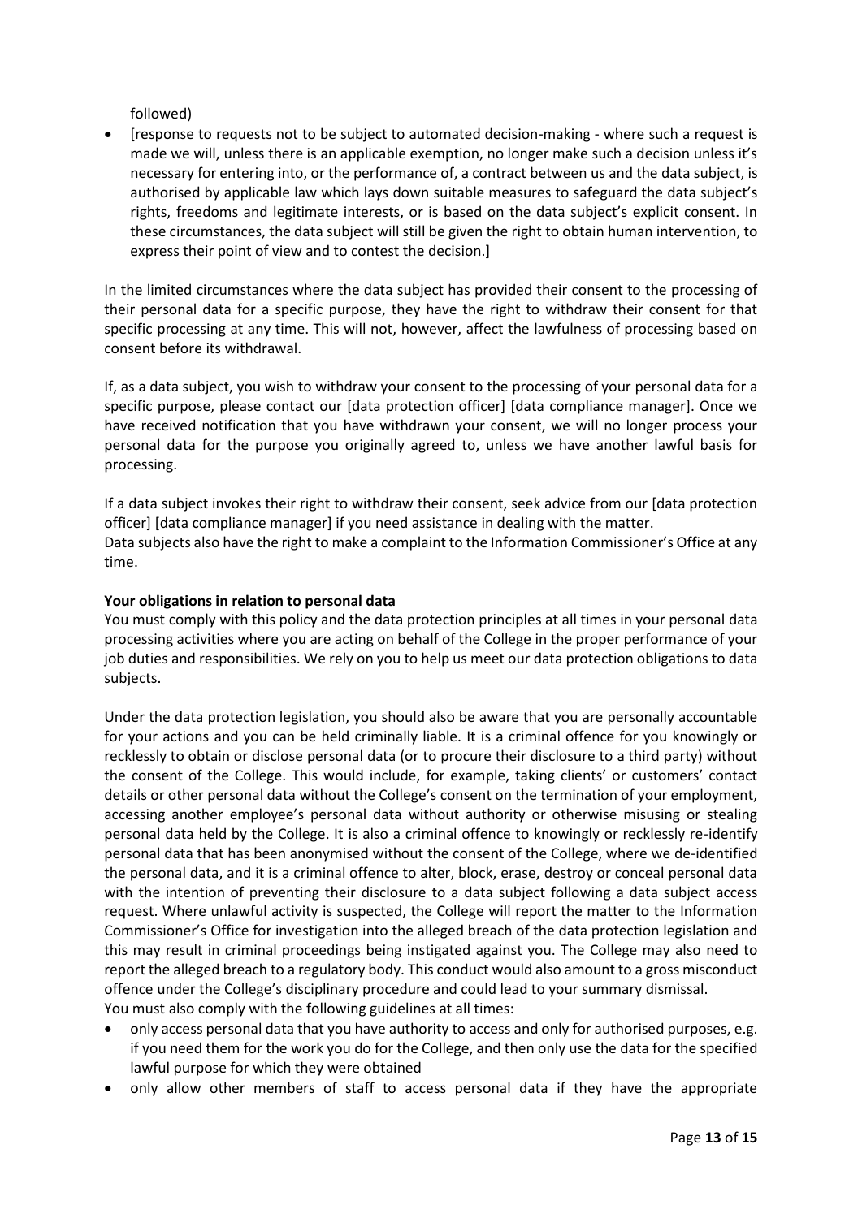followed)

- [response to requests not to be subject to automated decision-making - where such a request is made we will, unless there is an applicable exemption, no longer make such a decision unless it's necessary for entering into, or the performance of, a contract between us and the data subject, is authorised by applicable law which lays down suitable measures to safeguard the data subject's rights, freedoms and legitimate interests, or is based on the data subject's explicit consent. In these circumstances, the data subject will still be given the right to obtain human intervention, to express their point of view and to contest the decision.]

In the limited circumstances where the data subject has provided their consent to the processing of their personal data for a specific purpose, they have the right to withdraw their consent for that specific processing at any time. This will not, however, affect the lawfulness of processing based on consent before its withdrawal.

If, as a data subject, you wish to withdraw your consent to the processing of your personal data for a specific purpose, please contact our [data protection officer] [data compliance manager]. Once we have received notification that you have withdrawn your consent, we will no longer process your personal data for the purpose you originally agreed to, unless we have another lawful basis for processing.

If a data subject invokes their right to withdraw their consent, seek advice from our [data protection officer] [data compliance manager] if you need assistance in dealing with the matter.
Data subjects also have the right to make a complaint to the Information Commissioner's Office at any time.

**Your obligations in relation to personal data**

You must comply with this policy and the data protection principles at all times in your personal data processing activities where you are acting on behalf of the College in the proper performance of your job duties and responsibilities. We rely on you to help us meet our data protection obligations to data subjects.

Under the data protection legislation, you should also be aware that you are personally accountable for your actions and you can be held criminally liable. It is a criminal offence for you knowingly or recklessly to obtain or disclose personal data (or to procure their disclosure to a third party) without the consent of the College. This would include, for example, taking clients' or customers' contact details or other personal data without the College's consent on the termination of your employment, accessing another employee's personal data without authority or otherwise misusing or stealing personal data held by the College. It is also a criminal offence to knowingly or recklessly re-identify personal data that has been anonymised without the consent of the College, where we de-identified the personal data, and it is a criminal offence to alter, block, erase, destroy or conceal personal data with the intention of preventing their disclosure to a data subject following a data subject access request. Where unlawful activity is suspected, the College will report the matter to the Information Commissioner's Office for investigation into the alleged breach of the data protection legislation and this may result in criminal proceedings being instigated against you. The College may also need to report the alleged breach to a regulatory body. This conduct would also amount to a gross misconduct offence under the College's disciplinary procedure and could lead to your summary dismissal.
You must also comply with the following guidelines at all times:

- only access personal data that you have authority to access and only for authorised purposes, e.g. if you need them for the work you do for the College, and then only use the data for the specified lawful purpose for which they were obtained
- only allow other members of staff to access personal data if they have the appropriate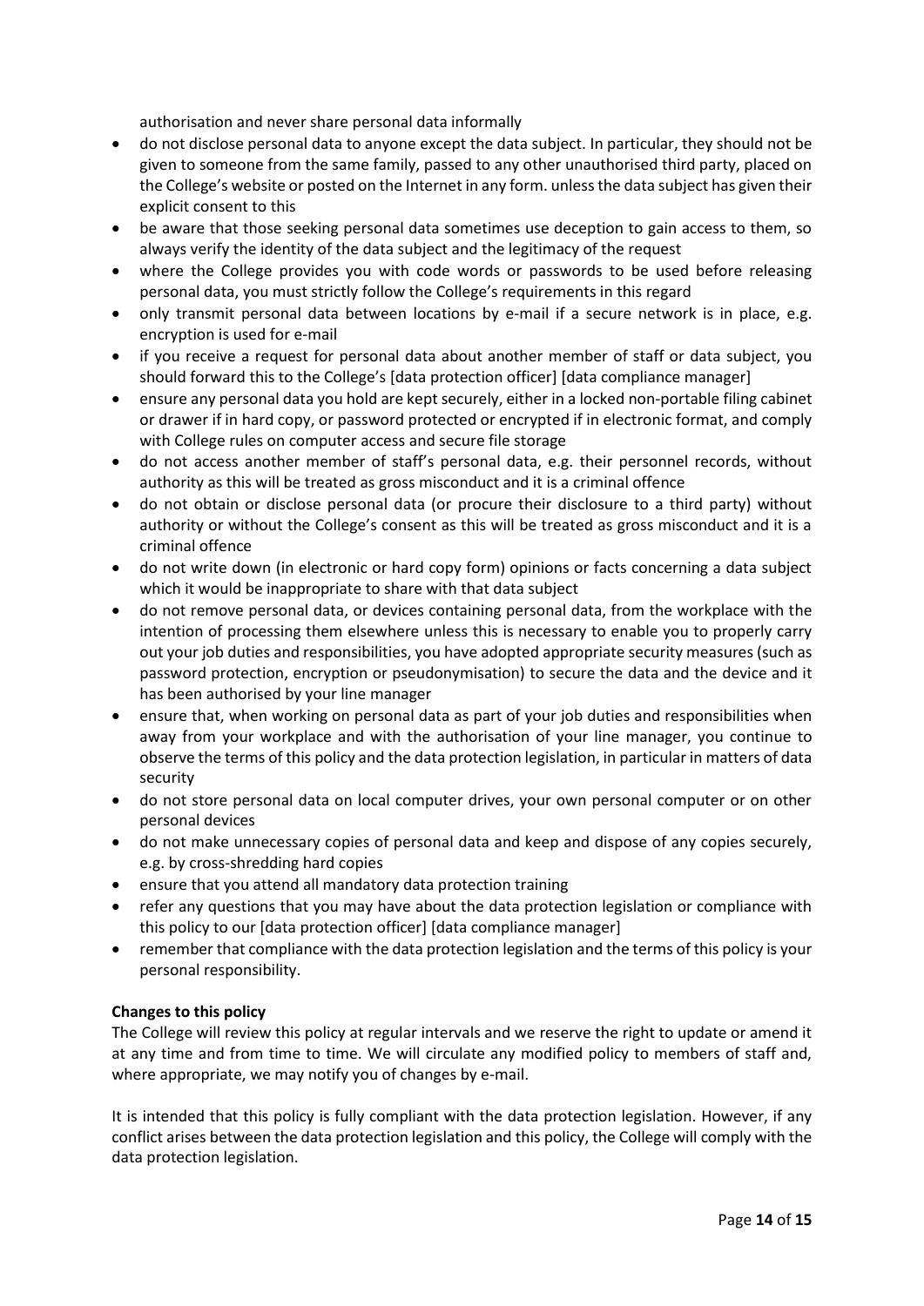authorisation and never share personal data informally

- do not disclose personal data to anyone except the data subject. In particular, they should not be given to someone from the same family, passed to any other unauthorised third party, placed on the College's website or posted on the Internet in any form. unless the data subject has given their explicit consent to this
- be aware that those seeking personal data sometimes use deception to gain access to them, so always verify the identity of the data subject and the legitimacy of the request
- where the College provides you with code words or passwords to be used before releasing personal data, you must strictly follow the College's requirements in this regard
- only transmit personal data between locations by e-mail if a secure network is in place, e.g. encryption is used for e-mail
- if you receive a request for personal data about another member of staff or data subject, you should forward this to the College's [data protection officer] [data compliance manager]
- ensure any personal data you hold are kept securely, either in a locked non-portable filing cabinet or drawer if in hard copy, or password protected or encrypted if in electronic format, and comply with College rules on computer access and secure file storage
- do not access another member of staff's personal data, e.g. their personnel records, without authority as this will be treated as gross misconduct and it is a criminal offence
- do not obtain or disclose personal data (or procure their disclosure to a third party) without authority or without the College's consent as this will be treated as gross misconduct and it is a criminal offence
- do not write down (in electronic or hard copy form) opinions or facts concerning a data subject which it would be inappropriate to share with that data subject
- do not remove personal data, or devices containing personal data, from the workplace with the intention of processing them elsewhere unless this is necessary to enable you to properly carry out your job duties and responsibilities, you have adopted appropriate security measures (such as password protection, encryption or pseudonymisation) to secure the data and the device and it has been authorised by your line manager
- ensure that, when working on personal data as part of your job duties and responsibilities when away from your workplace and with the authorisation of your line manager, you continue to observe the terms of this policy and the data protection legislation, in particular in matters of data security
- do not store personal data on local computer drives, your own personal computer or on other personal devices
- do not make unnecessary copies of personal data and keep and dispose of any copies securely, e.g. by cross-shredding hard copies
- ensure that you attend all mandatory data protection training
- refer any questions that you may have about the data protection legislation or compliance with this policy to our [data protection officer] [data compliance manager]
- remember that compliance with the data protection legislation and the terms of this policy is your personal responsibility.

**Changes to this policy**

The College will review this policy at regular intervals and we reserve the right to update or amend it at any time and from time to time. We will circulate any modified policy to members of staff and, where appropriate, we may notify you of changes by e-mail.

It is intended that this policy is fully compliant with the data protection legislation. However, if any conflict arises between the data protection legislation and this policy, the College will comply with the data protection legislation.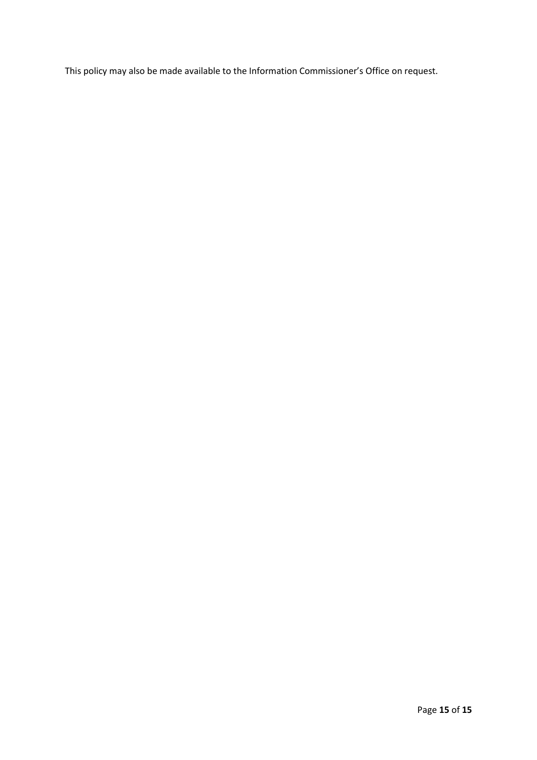This policy may also be made available to the Information Commissioner's Office on request.